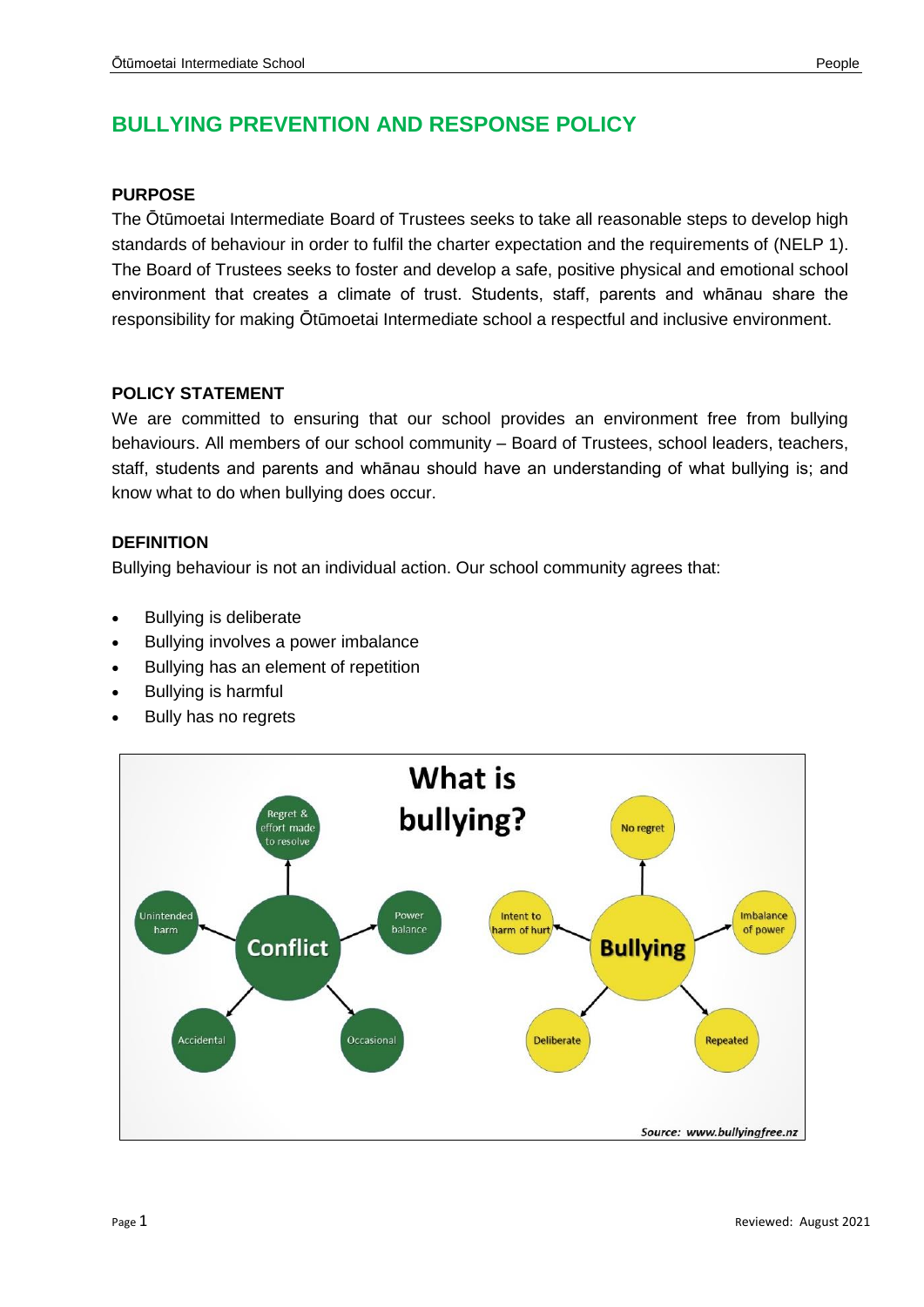# BULLYING PREVENTION AND RESPONSE POLICY

## PURPOSE

The Ōtūmoetai Intermediate Board of Trustees seeks to take all reasonable steps to develop high standards of behaviour in order to fulfil the charter expectation and the requirements of (NELP 1). The Board of Trustees seeks to foster and develop a safe, positive physical and emotional school environment that creates a climate of trust. Students, staff, parents and whānau share the responsibility for making Ōtūmoetai Intermediate school a respectful and inclusive environment.

## POLICY STATEMENT

We are committed to ensuring that our school provides an environment free from bullying behaviours. All members of our school community – Board of Trustees, school leaders, teachers, staff, students and parents and whānau should have an understanding of what bullying is; and know what to do when bullying does occur.

## DEFINITION

Bullying behaviour is not an individual action. Our school community agrees that:

- Bullying is deliberate
- Bullying involves a power imbalance
- Bullying has an element of repetition
- Bullying is harmful
- Bully has no regrets

**What is bullying?**

**Conflict**
- Regret & effort made to resolve
- Power balance
- Occasional
- Accidental
- Unintended harm

**Bullying**
- No regret
- Imbalance of power
- Repeated
- Deliberate
- Intent to harm or hurt

*Source: www.bullyingfree.nz*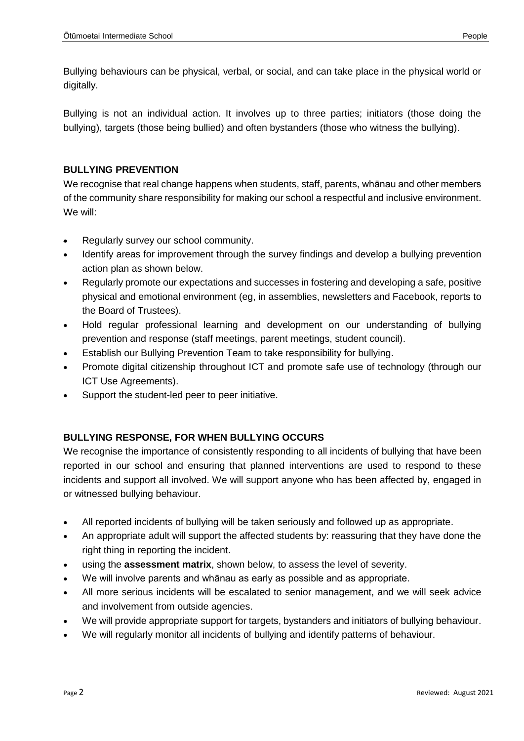Bullying behaviours can be physical, verbal, or social, and can take place in the physical world or digitally.

Bullying is not an individual action. It involves up to three parties; initiators (those doing the bullying), targets (those being bullied) and often bystanders (those who witness the bullying).

**BULLYING PREVENTION**

We recognise that real change happens when students, staff, parents, whānau and other members of the community share responsibility for making our school a respectful and inclusive environment. We will:

- Regularly survey our school community.
- Identify areas for improvement through the survey findings and develop a bullying prevention action plan as shown below.
- Regularly promote our expectations and successes in fostering and developing a safe, positive physical and emotional environment (eg, in assemblies, newsletters and Facebook, reports to the Board of Trustees).
- Hold regular professional learning and development on our understanding of bullying prevention and response (staff meetings, parent meetings, student council).
- Establish our Bullying Prevention Team to take responsibility for bullying.
- Promote digital citizenship throughout ICT and promote safe use of technology (through our ICT Use Agreements).
- Support the student-led peer to peer initiative.

**BULLYING RESPONSE, FOR WHEN BULLYING OCCURS**

We recognise the importance of consistently responding to all incidents of bullying that have been reported in our school and ensuring that planned interventions are used to respond to these incidents and support all involved. We will support anyone who has been affected by, engaged in or witnessed bullying behaviour.

- All reported incidents of bullying will be taken seriously and followed up as appropriate.
- An appropriate adult will support the affected students by: reassuring that they have done the right thing in reporting the incident.
- using the **assessment matrix**, shown below, to assess the level of severity.
- We will involve parents and whānau as early as possible and as appropriate.
- All more serious incidents will be escalated to senior management, and we will seek advice and involvement from outside agencies.
- We will provide appropriate support for targets, bystanders and initiators of bullying behaviour.
- We will regularly monitor all incidents of bullying and identify patterns of behaviour.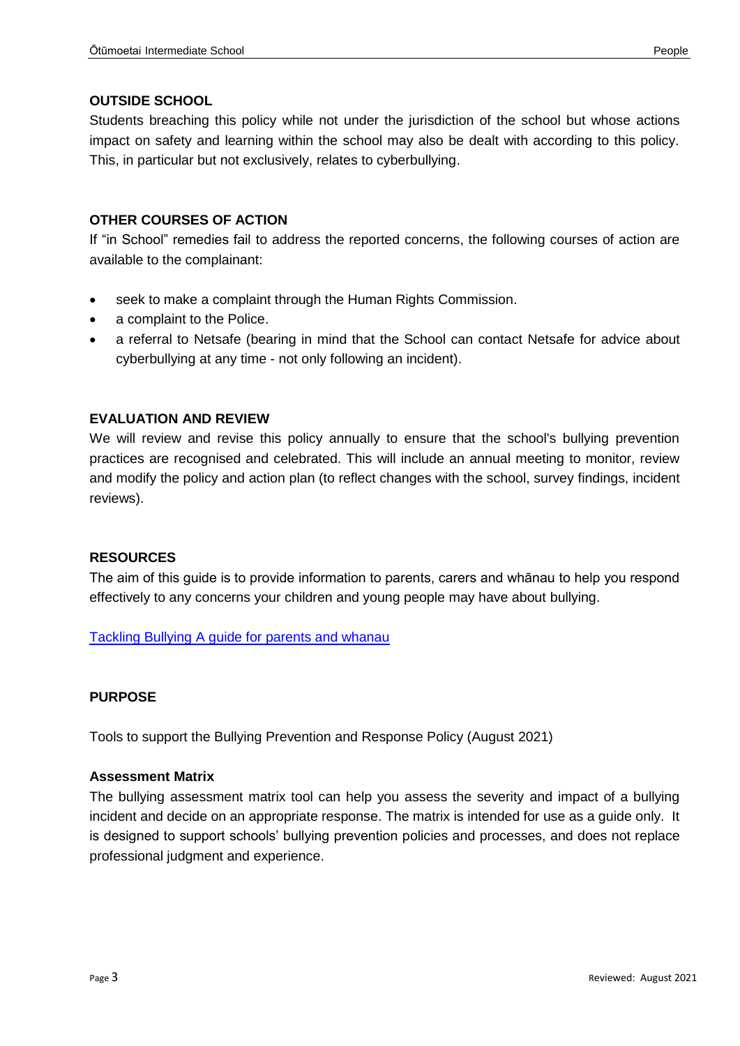### OUTSIDE SCHOOL

Students breaching this policy while not under the jurisdiction of the school but whose actions impact on safety and learning within the school may also be dealt with according to this policy. This, in particular but not exclusively, relates to cyberbullying.

### OTHER COURSES OF ACTION

If "in School" remedies fail to address the reported concerns, the following courses of action are available to the complainant:

- seek to make a complaint through the Human Rights Commission.
- a complaint to the Police.
- a referral to Netsafe (bearing in mind that the School can contact Netsafe for advice about cyberbullying at any time - not only following an incident).

### EVALUATION AND REVIEW

We will review and revise this policy annually to ensure that the school's bullying prevention practices are recognised and celebrated. This will include an annual meeting to monitor, review and modify the policy and action plan (to reflect changes with the school, survey findings, incident reviews).

### RESOURCES

The aim of this guide is to provide information to parents, carers and whānau to help you respond effectively to any concerns your children and young people may have about bullying.

[Tackling Bullying A guide for parents and whanau]

### PURPOSE

Tools to support the Bullying Prevention and Response Policy (August 2021)

**Assessment Matrix**

The bullying assessment matrix tool can help you assess the severity and impact of a bullying incident and decide on an appropriate response. The matrix is intended for use as a guide only. It is designed to support schools' bullying prevention policies and processes, and does not replace professional judgment and experience.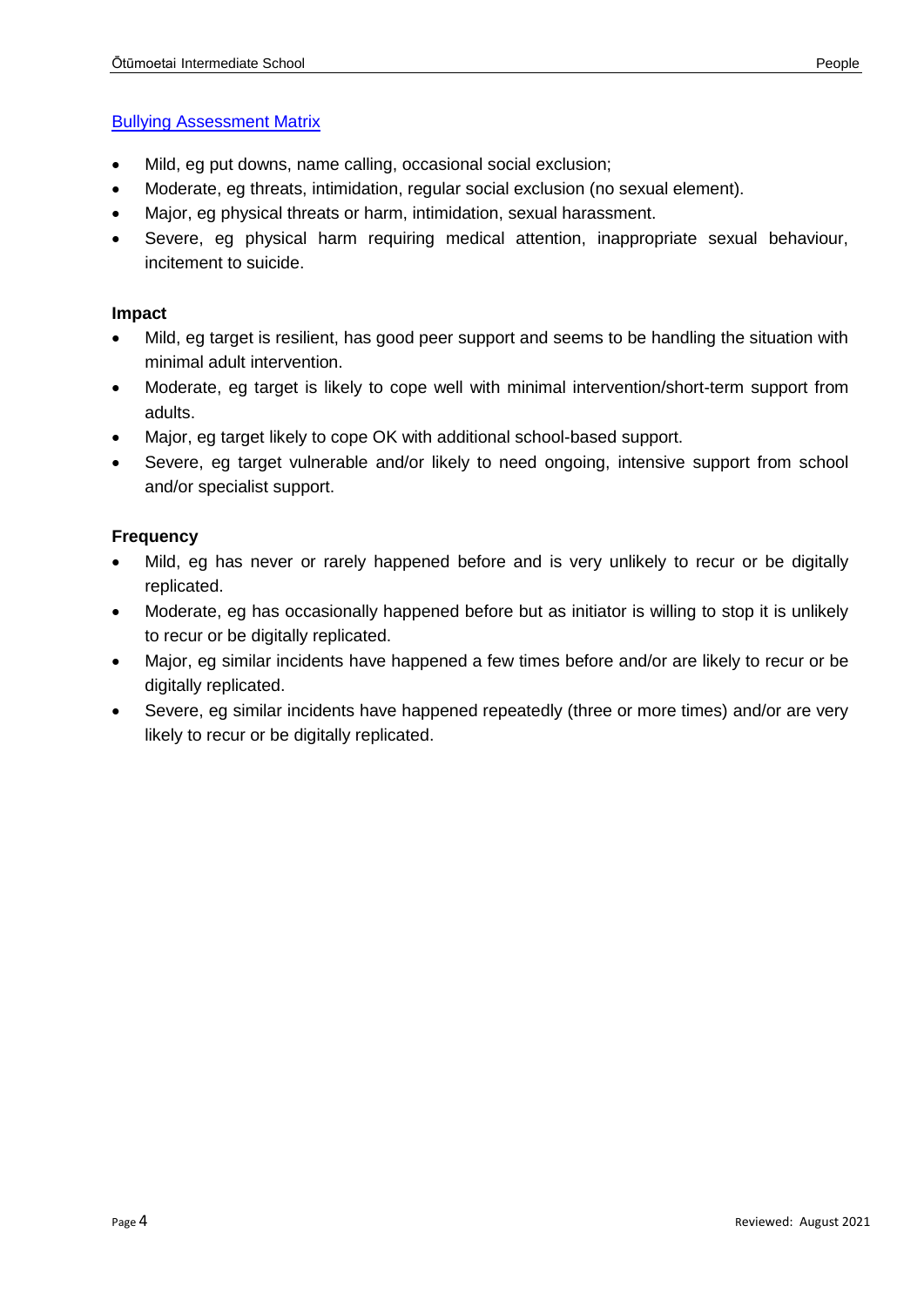[Bullying Assessment Matrix]

- Mild, eg put downs, name calling, occasional social exclusion;
- Moderate, eg threats, intimidation, regular social exclusion (no sexual element).
- Major, eg physical threats or harm, intimidation, sexual harassment.
- Severe, eg physical harm requiring medical attention, inappropriate sexual behaviour, incitement to suicide.

**Impact**

- Mild, eg target is resilient, has good peer support and seems to be handling the situation with minimal adult intervention.
- Moderate, eg target is likely to cope well with minimal intervention/short-term support from adults.
- Major, eg target likely to cope OK with additional school-based support.
- Severe, eg target vulnerable and/or likely to need ongoing, intensive support from school and/or specialist support.

**Frequency**

- Mild, eg has never or rarely happened before and is very unlikely to recur or be digitally replicated.
- Moderate, eg has occasionally happened before but as initiator is willing to stop it is unlikely to recur or be digitally replicated.
- Major, eg similar incidents have happened a few times before and/or are likely to recur or be digitally replicated.
- Severe, eg similar incidents have happened repeatedly (three or more times) and/or are very likely to recur or be digitally replicated.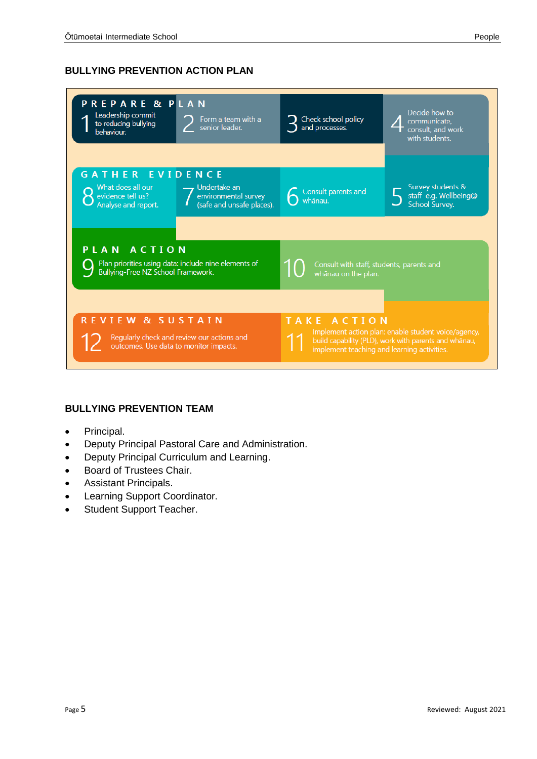## BULLYING PREVENTION ACTION PLAN

**PREPARE & PLAN**

1 Leadership commit to reducing bullying behaviour.

2 Form a team with a senior leader.

3 Check school policy and processes.

4 Decide how to communicate, consult, and work with students.

**GATHER EVIDENCE**

5 Survey students & staff e.g. Wellbeing@ School Survey.

6 Consult parents and whānau.

7 Undertake an environmental survey (safe and unsafe places).

8 What does all our evidence tell us? Analyse and report.

**PLAN ACTION**

9 Plan priorities using data: include nine elements of Bullying-Free NZ School Framework.

10 Consult with staff, students, parents and whānau on the plan.

**TAKE ACTION**

11 Implement action plan: enable student voice/agency, build capability (PLD), work with parents and whānau, implement teaching and learning activities.

**REVIEW & SUSTAIN**

12 Regularly check and review our actions and outcomes. Use data to monitor impacts.

## BULLYING PREVENTION TEAM

- Principal.
- Deputy Principal Pastoral Care and Administration.
- Deputy Principal Curriculum and Learning.
- Board of Trustees Chair.
- Assistant Principals.
- Learning Support Coordinator.
- Student Support Teacher.

Reviewed: August 2021